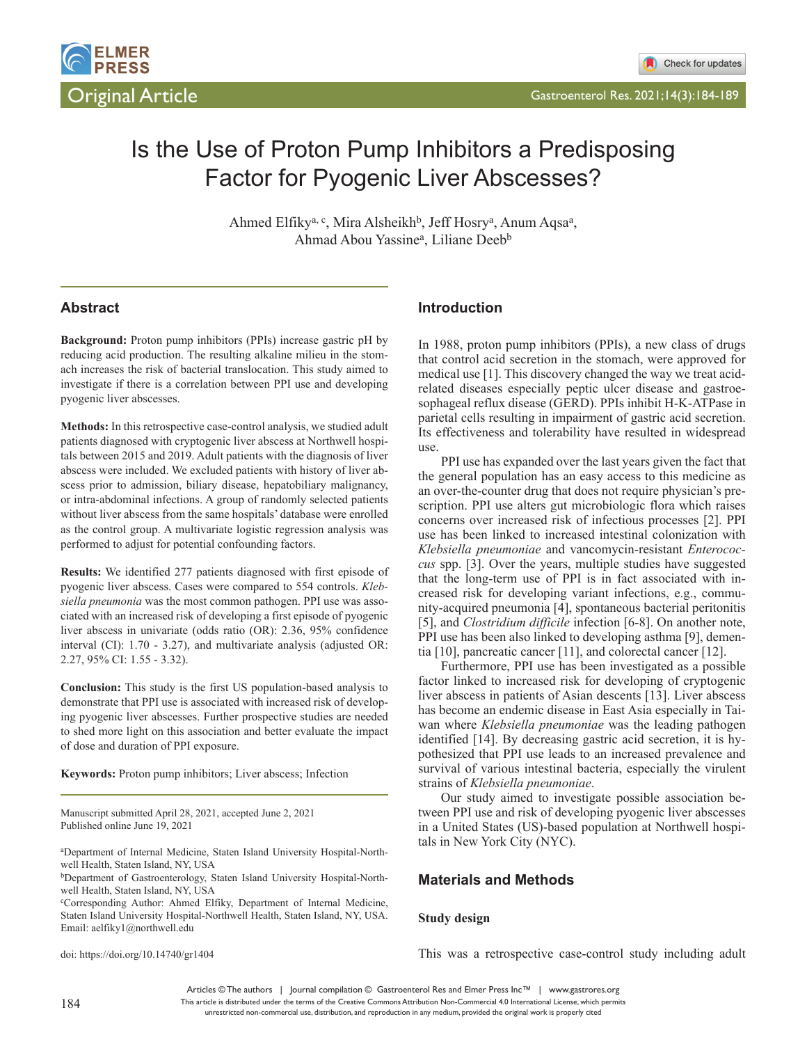# Is the Use of Proton Pump Inhibitors a Predisposing Factor for Pyogenic Liver Abscesses?

Ahmed Elfiky[a, c], Mira Alsheikh[b], Jeff Hosry[a], Anum Aqsa[a], Ahmad Abou Yassine[a], Liliane Deeb[b]

## Abstract

**Background:** Proton pump inhibitors (PPIs) increase gastric pH by reducing acid production. The resulting alkaline milieu in the stomach increases the risk of bacterial translocation. This study aimed to investigate if there is a correlation between PPI use and developing pyogenic liver abscesses.

**Methods:** In this retrospective case-control analysis, we studied adult patients diagnosed with cryptogenic liver abscess at Northwell hospitals between 2015 and 2019. Adult patients with the diagnosis of liver abscess were included. We excluded patients with history of liver abscess prior to admission, biliary disease, hepatobiliary malignancy, or intra-abdominal infections. A group of randomly selected patients without liver abscess from the same hospitals' database were enrolled as the control group. A multivariate logistic regression analysis was performed to adjust for potential confounding factors.

**Results:** We identified 277 patients diagnosed with first episode of pyogenic liver abscess. Cases were compared to 554 controls. *Klebsiella pneumonia* was the most common pathogen. PPI use was associated with an increased risk of developing a first episode of pyogenic liver abscess in univariate (odds ratio (OR): 2.36, 95% confidence interval (CI): 1.70 - 3.27), and multivariate analysis (adjusted OR: 2.27, 95% CI: 1.55 - 3.32).

**Conclusion:** This study is the first US population-based analysis to demonstrate that PPI use is associated with increased risk of developing pyogenic liver abscesses. Further prospective studies are needed to shed more light on this association and better evaluate the impact of dose and duration of PPI exposure.

**Keywords:** Proton pump inhibitors; Liver abscess; Infection

Manuscript submitted April 28, 2021, accepted June 2, 2021
Published online June 19, 2021

[a]Department of Internal Medicine, Staten Island University Hospital-Northwell Health, Staten Island, NY, USA
[b]Department of Gastroenterology, Staten Island University Hospital-Northwell Health, Staten Island, NY, USA
[c]Corresponding Author: Ahmed Elfiky, Department of Internal Medicine, Staten Island University Hospital-Northwell Health, Staten Island, NY, USA. Email: aelfiky1@northwell.edu

doi: https://doi.org/10.14740/gr1404

## Introduction

In 1988, proton pump inhibitors (PPIs), a new class of drugs that control acid secretion in the stomach, were approved for medical use [1]. This discovery changed the way we treat acid-related diseases especially peptic ulcer disease and gastroesophageal reflux disease (GERD). PPIs inhibit H-K-ATPase in parietal cells resulting in impairment of gastric acid secretion. Its effectiveness and tolerability have resulted in widespread use.

PPI use has expanded over the last years given the fact that the general population has an easy access to this medicine as an over-the-counter drug that does not require physician's prescription. PPI use alters gut microbiologic flora which raises concerns over increased risk of infectious processes [2]. PPI use has been linked to increased intestinal colonization with *Klebsiella pneumoniae* and vancomycin-resistant *Enterococcus* spp. [3]. Over the years, multiple studies have suggested that the long-term use of PPI is in fact associated with increased risk for developing variant infections, e.g., community-acquired pneumonia [4], spontaneous bacterial peritonitis [5], and *Clostridium difficile* infection [6-8]. On another note, PPI use has been also linked to developing asthma [9], dementia [10], pancreatic cancer [11], and colorectal cancer [12].

Furthermore, PPI use has been investigated as a possible factor linked to increased risk for developing of cryptogenic liver abscess in patients of Asian descents [13]. Liver abscess has become an endemic disease in East Asia especially in Taiwan where *Klebsiella pneumoniae* was the leading pathogen identified [14]. By decreasing gastric acid secretion, it is hypothesized that PPI use leads to an increased prevalence and survival of various intestinal bacteria, especially the virulent strains of *Klebsiella pneumoniae*.

Our study aimed to investigate possible association between PPI use and risk of developing pyogenic liver abscesses in a United States (US)-based population at Northwell hospitals in New York City (NYC).

## Materials and Methods

### Study design

This was a retrospective case-control study including adult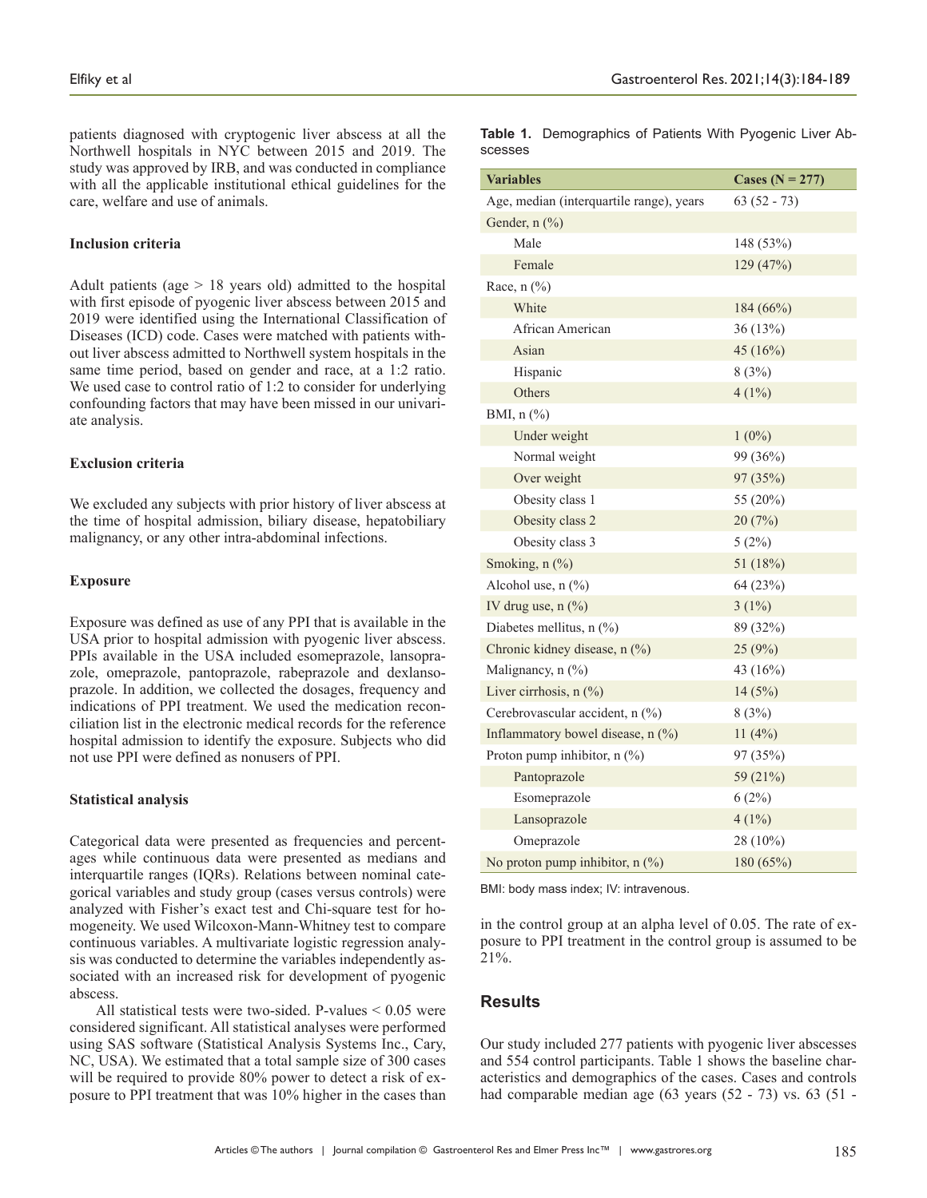patients diagnosed with cryptogenic liver abscess at all the Northwell hospitals in NYC between 2015 and 2019. The study was approved by IRB, and was conducted in compliance with all the applicable institutional ethical guidelines for the care, welfare and use of animals.

### Inclusion criteria

Adult patients (age > 18 years old) admitted to the hospital with first episode of pyogenic liver abscess between 2015 and 2019 were identified using the International Classification of Diseases (ICD) code. Cases were matched with patients without liver abscess admitted to Northwell system hospitals in the same time period, based on gender and race, at a 1:2 ratio. We used case to control ratio of 1:2 to consider for underlying confounding factors that may have been missed in our univariate analysis.

### Exclusion criteria

We excluded any subjects with prior history of liver abscess at the time of hospital admission, biliary disease, hepatobiliary malignancy, or any other intra-abdominal infections.

### Exposure

Exposure was defined as use of any PPI that is available in the USA prior to hospital admission with pyogenic liver abscess. PPIs available in the USA included esomeprazole, lansoprazole, omeprazole, pantoprazole, rabeprazole and dexlansoprazole. In addition, we collected the dosages, frequency and indications of PPI treatment. We used the medication reconciliation list in the electronic medical records for the reference hospital admission to identify the exposure. Subjects who did not use PPI were defined as nonusers of PPI.

### Statistical analysis

Categorical data were presented as frequencies and percentages while continuous data were presented as medians and interquartile ranges (IQRs). Relations between nominal categorical variables and study group (cases versus controls) were analyzed with Fisher's exact test and Chi-square test for homogeneity. We used Wilcoxon-Mann-Whitney test to compare continuous variables. A multivariate logistic regression analysis was conducted to determine the variables independently associated with an increased risk for development of pyogenic abscess.

All statistical tests were two-sided. P-values < 0.05 were considered significant. All statistical analyses were performed using SAS software (Statistical Analysis Systems Inc., Cary, NC, USA). We estimated that a total sample size of 300 cases will be required to provide 80% power to detect a risk of exposure to PPI treatment that was 10% higher in the cases than in the control group at an alpha level of 0.05. The rate of exposure to PPI treatment in the control group is assumed to be 21%.

**Table 1.** Demographics of Patients With Pyogenic Liver Abscesses

| Variables | Cases (N = 277) |
|---|---|
| Age, median (interquartile range), years | 63 (52 - 73) |
| Gender, n (%) | |
| Male | 148 (53%) |
| Female | 129 (47%) |
| Race, n (%) | |
| White | 184 (66%) |
| African American | 36 (13%) |
| Asian | 45 (16%) |
| Hispanic | 8 (3%) |
| Others | 4 (1%) |
| BMI, n (%) | |
| Under weight | 1 (0%) |
| Normal weight | 99 (36%) |
| Over weight | 97 (35%) |
| Obesity class 1 | 55 (20%) |
| Obesity class 2 | 20 (7%) |
| Obesity class 3 | 5 (2%) |
| Smoking, n (%) | 51 (18%) |
| Alcohol use, n (%) | 64 (23%) |
| IV drug use, n (%) | 3 (1%) |
| Diabetes mellitus, n (%) | 89 (32%) |
| Chronic kidney disease, n (%) | 25 (9%) |
| Malignancy, n (%) | 43 (16%) |
| Liver cirrhosis, n (%) | 14 (5%) |
| Cerebrovascular accident, n (%) | 8 (3%) |
| Inflammatory bowel disease, n (%) | 11 (4%) |
| Proton pump inhibitor, n (%) | 97 (35%) |
| Pantoprazole | 59 (21%) |
| Esomeprazole | 6 (2%) |
| Lansoprazole | 4 (1%) |
| Omeprazole | 28 (10%) |
| No proton pump inhibitor, n (%) | 180 (65%) |

BMI: body mass index; IV: intravenous.

## Results

Our study included 277 patients with pyogenic liver abscesses and 554 control participants. Table 1 shows the baseline characteristics and demographics of the cases. Cases and controls had comparable median age (63 years (52 - 73) vs. 63 (51 -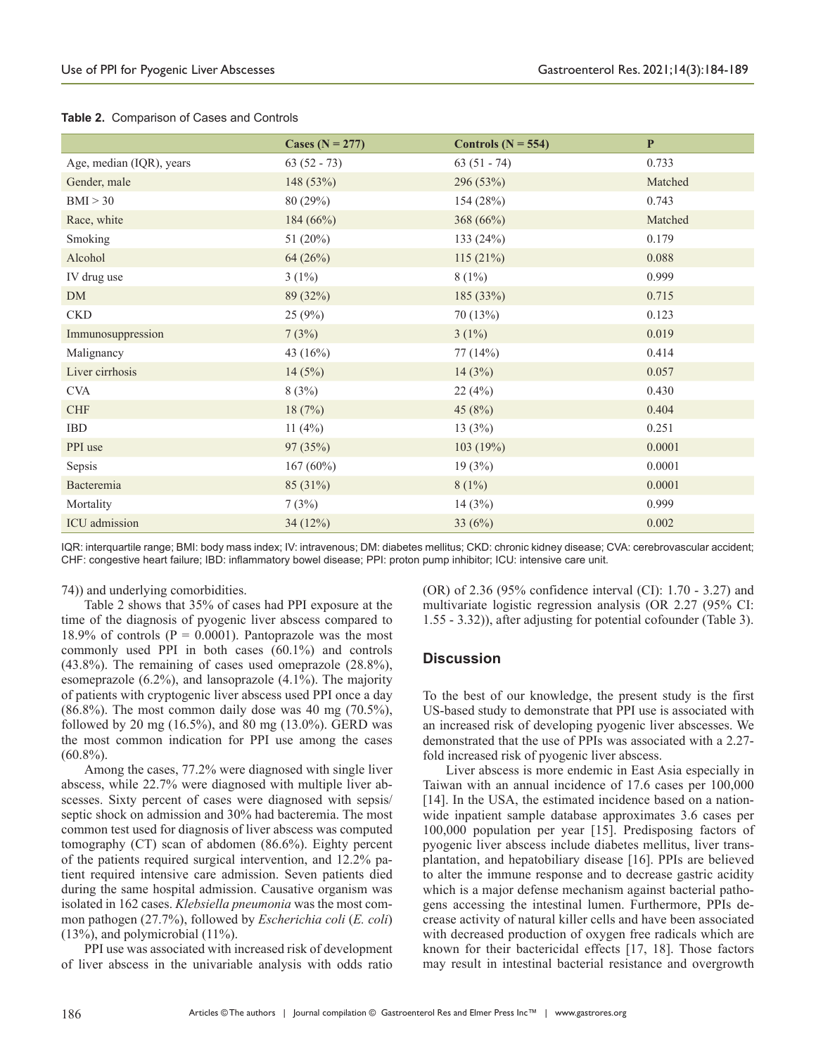**Table 2.** Comparison of Cases and Controls

| | Cases (N = 277) | Controls (N = 554) | P |
|---|---|---|---|
| Age, median (IQR), years | 63 (52 - 73) | 63 (51 - 74) | 0.733 |
| Gender, male | 148 (53%) | 296 (53%) | Matched |
| BMI > 30 | 80 (29%) | 154 (28%) | 0.743 |
| Race, white | 184 (66%) | 368 (66%) | Matched |
| Smoking | 51 (20%) | 133 (24%) | 0.179 |
| Alcohol | 64 (26%) | 115 (21%) | 0.088 |
| IV drug use | 3 (1%) | 8 (1%) | 0.999 |
| DM | 89 (32%) | 185 (33%) | 0.715 |
| CKD | 25 (9%) | 70 (13%) | 0.123 |
| Immunosuppression | 7 (3%) | 3 (1%) | 0.019 |
| Malignancy | 43 (16%) | 77 (14%) | 0.414 |
| Liver cirrhosis | 14 (5%) | 14 (3%) | 0.057 |
| CVA | 8 (3%) | 22 (4%) | 0.430 |
| CHF | 18 (7%) | 45 (8%) | 0.404 |
| IBD | 11 (4%) | 13 (3%) | 0.251 |
| PPI use | 97 (35%) | 103 (19%) | 0.0001 |
| Sepsis | 167 (60%) | 19 (3%) | 0.0001 |
| Bacteremia | 85 (31%) | 8 (1%) | 0.0001 |
| Mortality | 7 (3%) | 14 (3%) | 0.999 |
| ICU admission | 34 (12%) | 33 (6%) | 0.002 |

IQR: interquartile range; BMI: body mass index; IV: intravenous; DM: diabetes mellitus; CKD: chronic kidney disease; CVA: cerebrovascular accident; CHF: congestive heart failure; IBD: inflammatory bowel disease; PPI: proton pump inhibitor; ICU: intensive care unit.

74)) and underlying comorbidities.

Table 2 shows that 35% of cases had PPI exposure at the time of the diagnosis of pyogenic liver abscess compared to 18.9% of controls (P = 0.0001). Pantoprazole was the most commonly used PPI in both cases (60.1%) and controls (43.8%). The remaining of cases used omeprazole (28.8%), esomeprazole (6.2%), and lansoprazole (4.1%). The majority of patients with cryptogenic liver abscess used PPI once a day (86.8%). The most common daily dose was 40 mg (70.5%), followed by 20 mg (16.5%), and 80 mg (13.0%). GERD was the most common indication for PPI use among the cases (60.8%).

Among the cases, 77.2% were diagnosed with single liver abscess, while 22.7% were diagnosed with multiple liver abscesses. Sixty percent of cases were diagnosed with sepsis/septic shock on admission and 30% had bacteremia. The most common test used for diagnosis of liver abscess was computed tomography (CT) scan of abdomen (86.6%). Eighty percent of the patients required surgical intervention, and 12.2% patient required intensive care admission. Seven patients died during the same hospital admission. Causative organism was isolated in 162 cases. *Klebsiella pneumonia* was the most common pathogen (27.7%), followed by *Escherichia coli* (*E. coli*) (13%), and polymicrobial (11%).

PPI use was associated with increased risk of development of liver abscess in the univariable analysis with odds ratio (OR) of 2.36 (95% confidence interval (CI): 1.70 - 3.27) and multivariate logistic regression analysis (OR 2.27 (95% CI: 1.55 - 3.32)), after adjusting for potential cofounder (Table 3).

## Discussion

To the best of our knowledge, the present study is the first US-based study to demonstrate that PPI use is associated with an increased risk of developing pyogenic liver abscesses. We demonstrated that the use of PPIs was associated with a 2.27-fold increased risk of pyogenic liver abscess.

Liver abscess is more endemic in East Asia especially in Taiwan with an annual incidence of 17.6 cases per 100,000 [14]. In the USA, the estimated incidence based on a nationwide inpatient sample database approximates 3.6 cases per 100,000 population per year [15]. Predisposing factors of pyogenic liver abscess include diabetes mellitus, liver transplantation, and hepatobiliary disease [16]. PPIs are believed to alter the immune response and to decrease gastric acidity which is a major defense mechanism against bacterial pathogens accessing the intestinal lumen. Furthermore, PPIs decrease activity of natural killer cells and have been associated with decreased production of oxygen free radicals which are known for their bactericidal effects [17, 18]. Those factors may result in intestinal bacterial resistance and overgrowth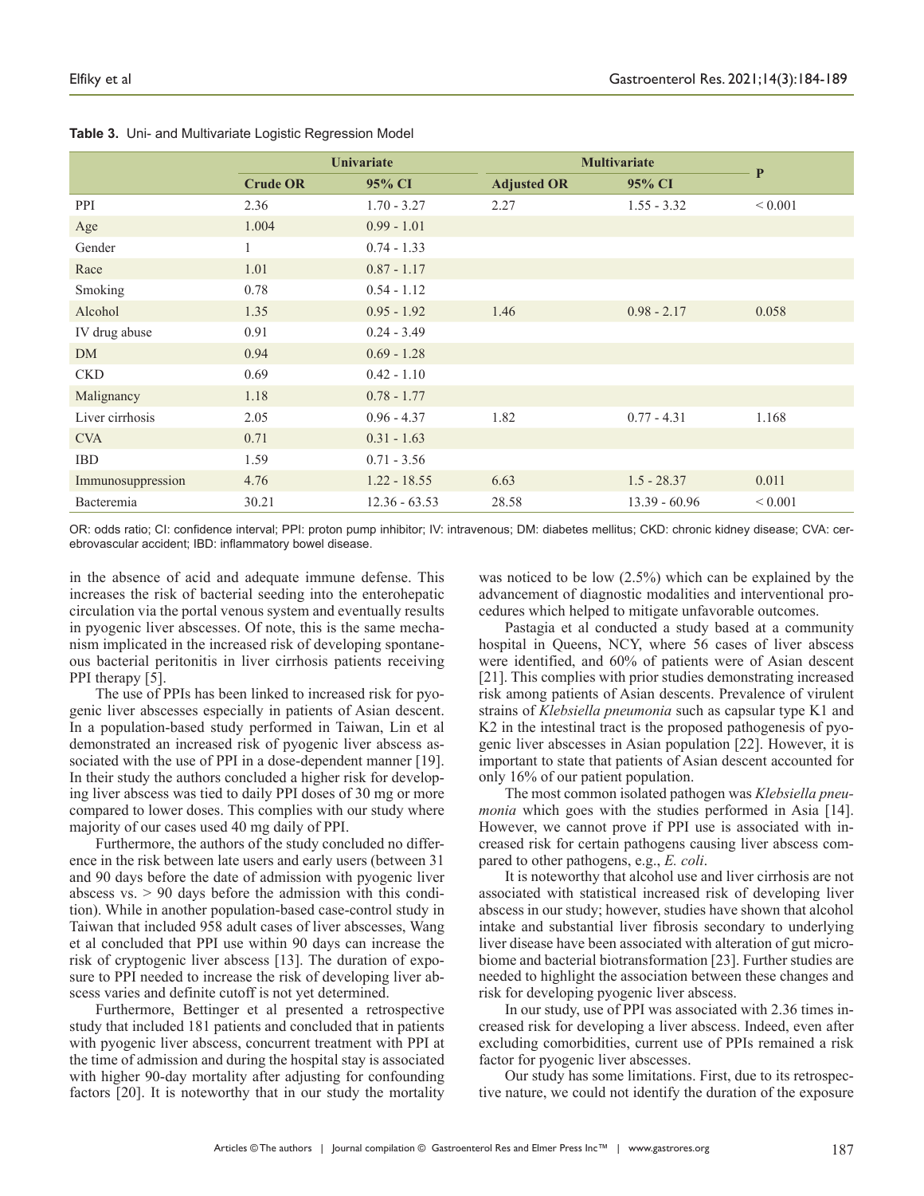**Table 3.** Uni- and Multivariate Logistic Regression Model

| | Univariate | | Multivariate | | P |
|---|---|---|---|---|---|
| | Crude OR | 95% CI | Adjusted OR | 95% CI | |
| PPI | 2.36 | 1.70 - 3.27 | 2.27 | 1.55 - 3.32 | < 0.001 |
| Age | 1.004 | 0.99 - 1.01 | | | |
| Gender | 1 | 0.74 - 1.33 | | | |
| Race | 1.01 | 0.87 - 1.17 | | | |
| Smoking | 0.78 | 0.54 - 1.12 | | | |
| Alcohol | 1.35 | 0.95 - 1.92 | 1.46 | 0.98 - 2.17 | 0.058 |
| IV drug abuse | 0.91 | 0.24 - 3.49 | | | |
| DM | 0.94 | 0.69 - 1.28 | | | |
| CKD | 0.69 | 0.42 - 1.10 | | | |
| Malignancy | 1.18 | 0.78 - 1.77 | | | |
| Liver cirrhosis | 2.05 | 0.96 - 4.37 | 1.82 | 0.77 - 4.31 | 1.168 |
| CVA | 0.71 | 0.31 - 1.63 | | | |
| IBD | 1.59 | 0.71 - 3.56 | | | |
| Immunosuppression | 4.76 | 1.22 - 18.55 | 6.63 | 1.5 - 28.37 | 0.011 |
| Bacteremia | 30.21 | 12.36 - 63.53 | 28.58 | 13.39 - 60.96 | < 0.001 |

OR: odds ratio; CI: confidence interval; PPI: proton pump inhibitor; IV: intravenous; DM: diabetes mellitus; CKD: chronic kidney disease; CVA: cerebrovascular accident; IBD: inflammatory bowel disease.

in the absence of acid and adequate immune defense. This increases the risk of bacterial seeding into the enterohepatic circulation via the portal venous system and eventually results in pyogenic liver abscesses. Of note, this is the same mechanism implicated in the increased risk of developing spontaneous bacterial peritonitis in liver cirrhosis patients receiving PPI therapy [5].

The use of PPIs has been linked to increased risk for pyogenic liver abscesses especially in patients of Asian descent. In a population-based study performed in Taiwan, Lin et al demonstrated an increased risk of pyogenic liver abscess associated with the use of PPI in a dose-dependent manner [19]. In their study the authors concluded a higher risk for developing liver abscess was tied to daily PPI doses of 30 mg or more compared to lower doses. This complies with our study where majority of our cases used 40 mg daily of PPI.

Furthermore, the authors of the study concluded no difference in the risk between late users and early users (between 31 and 90 days before the date of admission with pyogenic liver abscess vs. > 90 days before the admission with this condition). While in another population-based case-control study in Taiwan that included 958 adult cases of liver abscesses, Wang et al concluded that PPI use within 90 days can increase the risk of cryptogenic liver abscess [13]. The duration of exposure to PPI needed to increase the risk of developing liver abscess varies and definite cutoff is not yet determined.

Furthermore, Bettinger et al presented a retrospective study that included 181 patients and concluded that in patients with pyogenic liver abscess, concurrent treatment with PPI at the time of admission and during the hospital stay is associated with higher 90-day mortality after adjusting for confounding factors [20]. It is noteworthy that in our study the mortality was noticed to be low (2.5%) which can be explained by the advancement of diagnostic modalities and interventional procedures which helped to mitigate unfavorable outcomes.

Pastagia et al conducted a study based at a community hospital in Queens, NCY, where 56 cases of liver abscess were identified, and 60% of patients were of Asian descent [21]. This complies with prior studies demonstrating increased risk among patients of Asian descents. Prevalence of virulent strains of *Klebsiella pneumonia* such as capsular type K1 and K2 in the intestinal tract is the proposed pathogenesis of pyogenic liver abscesses in Asian population [22]. However, it is important to state that patients of Asian descent accounted for only 16% of our patient population.

The most common isolated pathogen was *Klebsiella pneumonia* which goes with the studies performed in Asia [14]. However, we cannot prove if PPI use is associated with increased risk for certain pathogens causing liver abscess compared to other pathogens, e.g., *E. coli*.

It is noteworthy that alcohol use and liver cirrhosis are not associated with statistical increased risk of developing liver abscess in our study; however, studies have shown that alcohol intake and substantial liver fibrosis secondary to underlying liver disease have been associated with alteration of gut microbiome and bacterial biotransformation [23]. Further studies are needed to highlight the association between these changes and risk for developing pyogenic liver abscess.

In our study, use of PPI was associated with 2.36 times increased risk for developing a liver abscess. Indeed, even after excluding comorbidities, current use of PPIs remained a risk factor for pyogenic liver abscesses.

Our study has some limitations. First, due to its retrospective nature, we could not identify the duration of the exposure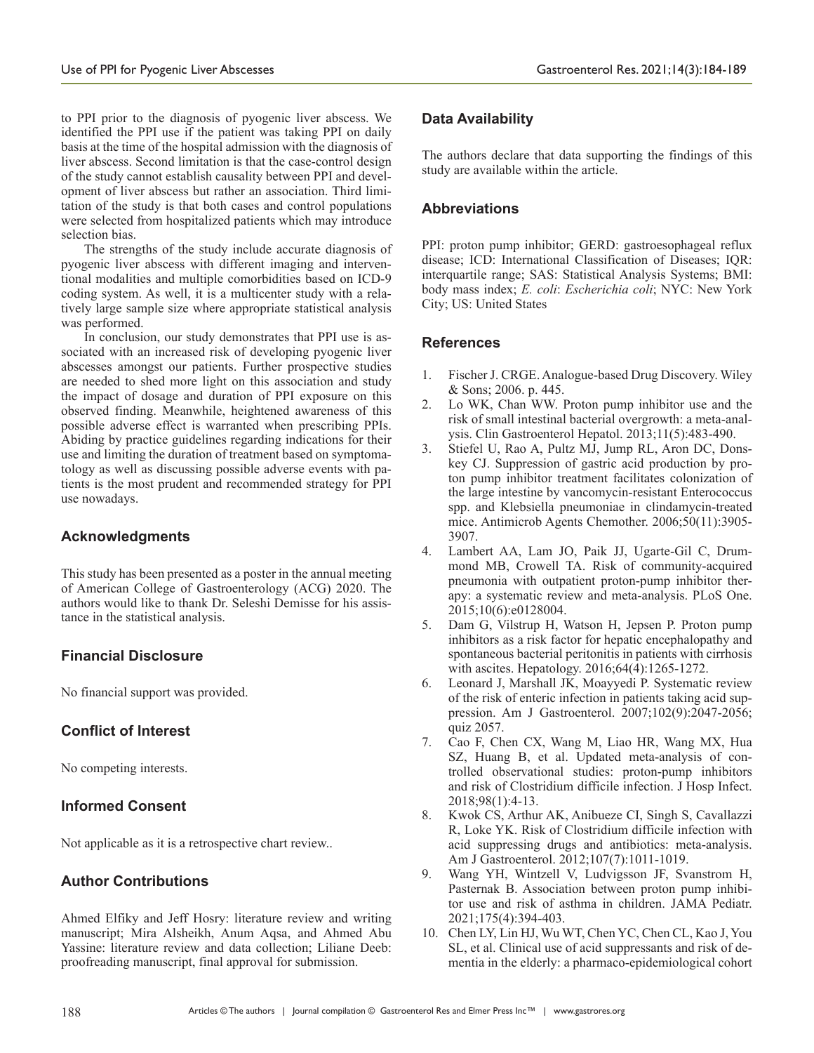to PPI prior to the diagnosis of pyogenic liver abscess. We identified the PPI use if the patient was taking PPI on daily basis at the time of the hospital admission with the diagnosis of liver abscess. Second limitation is that the case-control design of the study cannot establish causality between PPI and development of liver abscess but rather an association. Third limitation of the study is that both cases and control populations were selected from hospitalized patients which may introduce selection bias.

The strengths of the study include accurate diagnosis of pyogenic liver abscess with different imaging and interventional modalities and multiple comorbidities based on ICD-9 coding system. As well, it is a multicenter study with a relatively large sample size where appropriate statistical analysis was performed.

In conclusion, our study demonstrates that PPI use is associated with an increased risk of developing pyogenic liver abscesses amongst our patients. Further prospective studies are needed to shed more light on this association and study the impact of dosage and duration of PPI exposure on this observed finding. Meanwhile, heightened awareness of this possible adverse effect is warranted when prescribing PPIs. Abiding by practice guidelines regarding indications for their use and limiting the duration of treatment based on symptomatology as well as discussing possible adverse events with patients is the most prudent and recommended strategy for PPI use nowadays.

## Acknowledgments

This study has been presented as a poster in the annual meeting of American College of Gastroenterology (ACG) 2020. The authors would like to thank Dr. Seleshi Demisse for his assistance in the statistical analysis.

## Financial Disclosure

No financial support was provided.

## Conflict of Interest

No competing interests.

## Informed Consent

Not applicable as it is a retrospective chart review..

## Author Contributions

Ahmed Elfiky and Jeff Hosry: literature review and writing manuscript; Mira Alsheikh, Anum Aqsa, and Ahmed Abu Yassine: literature review and data collection; Liliane Deeb: proofreading manuscript, final approval for submission.

## Data Availability

The authors declare that data supporting the findings of this study are available within the article.

## Abbreviations

PPI: proton pump inhibitor; GERD: gastroesophageal reflux disease; ICD: International Classification of Diseases; IQR: interquartile range; SAS: Statistical Analysis Systems; BMI: body mass index; *E. coli*: *Escherichia coli*; NYC: New York City; US: United States

## References

1. Fischer J. CRGE. Analogue-based Drug Discovery. Wiley & Sons; 2006. p. 445.
2. Lo WK, Chan WW. Proton pump inhibitor use and the risk of small intestinal bacterial overgrowth: a meta-analysis. Clin Gastroenterol Hepatol. 2013;11(5):483-490.
3. Stiefel U, Rao A, Pultz MJ, Jump RL, Aron DC, Donskey CJ. Suppression of gastric acid production by proton pump inhibitor treatment facilitates colonization of the large intestine by vancomycin-resistant Enterococcus spp. and Klebsiella pneumoniae in clindamycin-treated mice. Antimicrob Agents Chemother. 2006;50(11):3905-3907.
4. Lambert AA, Lam JO, Paik JJ, Ugarte-Gil C, Drummond MB, Crowell TA. Risk of community-acquired pneumonia with outpatient proton-pump inhibitor therapy: a systematic review and meta-analysis. PLoS One. 2015;10(6):e0128004.
5. Dam G, Vilstrup H, Watson H, Jepsen P. Proton pump inhibitors as a risk factor for hepatic encephalopathy and spontaneous bacterial peritonitis in patients with cirrhosis with ascites. Hepatology. 2016;64(4):1265-1272.
6. Leonard J, Marshall JK, Moayyedi P. Systematic review of the risk of enteric infection in patients taking acid suppression. Am J Gastroenterol. 2007;102(9):2047-2056; quiz 2057.
7. Cao F, Chen CX, Wang M, Liao HR, Wang MX, Hua SZ, Huang B, et al. Updated meta-analysis of controlled observational studies: proton-pump inhibitors and risk of Clostridium difficile infection. J Hosp Infect. 2018;98(1):4-13.
8. Kwok CS, Arthur AK, Anibueze CI, Singh S, Cavallazzi R, Loke YK. Risk of Clostridium difficile infection with acid suppressing drugs and antibiotics: meta-analysis. Am J Gastroenterol. 2012;107(7):1011-1019.
9. Wang YH, Wintzell V, Ludvigsson JF, Svanstrom H, Pasternak B. Association between proton pump inhibitor use and risk of asthma in children. JAMA Pediatr. 2021;175(4):394-403.
10. Chen LY, Lin HJ, Wu WT, Chen YC, Chen CL, Kao J, You SL, et al. Clinical use of acid suppressants and risk of dementia in the elderly: a pharmaco-epidemiological cohort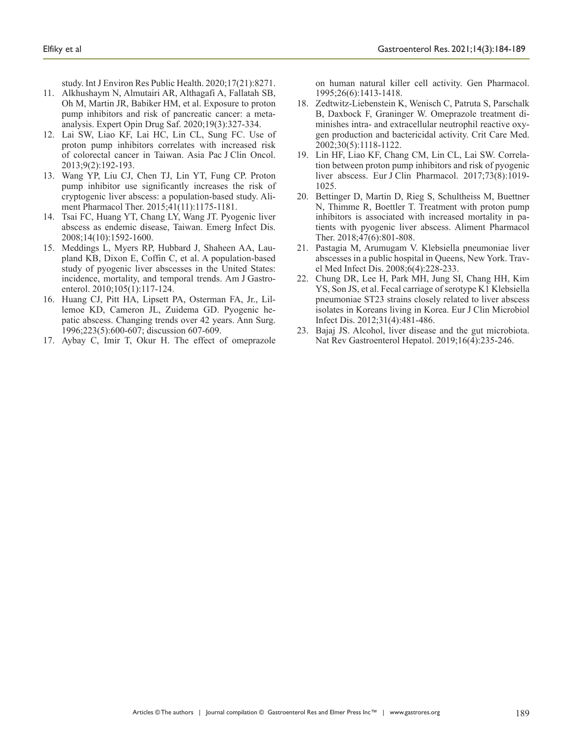study. Int J Environ Res Public Health. 2020;17(21):8271.

11. Alkhushaym N, Almutairi AR, Althagafi A, Fallatah SB, Oh M, Martin JR, Babiker HM, et al. Exposure to proton pump inhibitors and risk of pancreatic cancer: a meta-analysis. Expert Opin Drug Saf. 2020;19(3):327-334.
12. Lai SW, Liao KF, Lai HC, Lin CL, Sung FC. Use of proton pump inhibitors correlates with increased risk of colorectal cancer in Taiwan. Asia Pac J Clin Oncol. 2013;9(2):192-193.
13. Wang YP, Liu CJ, Chen TJ, Lin YT, Fung CP. Proton pump inhibitor use significantly increases the risk of cryptogenic liver abscess: a population-based study. Aliment Pharmacol Ther. 2015;41(11):1175-1181.
14. Tsai FC, Huang YT, Chang LY, Wang JT. Pyogenic liver abscess as endemic disease, Taiwan. Emerg Infect Dis. 2008;14(10):1592-1600.
15. Meddings L, Myers RP, Hubbard J, Shaheen AA, Laupland KB, Dixon E, Coffin C, et al. A population-based study of pyogenic liver abscesses in the United States: incidence, mortality, and temporal trends. Am J Gastroenterol. 2010;105(1):117-124.
16. Huang CJ, Pitt HA, Lipsett PA, Osterman FA, Jr., Lillemoe KD, Cameron JL, Zuidema GD. Pyogenic hepatic abscess. Changing trends over 42 years. Ann Surg. 1996;223(5):600-607; discussion 607-609.
17. Aybay C, Imir T, Okur H. The effect of omeprazole on human natural killer cell activity. Gen Pharmacol. 1995;26(6):1413-1418.
18. Zedtwitz-Liebenstein K, Wenisch C, Patruta S, Parschalk B, Daxbock F, Graninger W. Omeprazole treatment diminishes intra- and extracellular neutrophil reactive oxygen production and bactericidal activity. Crit Care Med. 2002;30(5):1118-1122.
19. Lin HF, Liao KF, Chang CM, Lin CL, Lai SW. Correlation between proton pump inhibitors and risk of pyogenic liver abscess. Eur J Clin Pharmacol. 2017;73(8):1019-1025.
20. Bettinger D, Martin D, Rieg S, Schultheiss M, Buettner N, Thimme R, Boettler T. Treatment with proton pump inhibitors is associated with increased mortality in patients with pyogenic liver abscess. Aliment Pharmacol Ther. 2018;47(6):801-808.
21. Pastagia M, Arumugam V. Klebsiella pneumoniae liver abscesses in a public hospital in Queens, New York. Travel Med Infect Dis. 2008;6(4):228-233.
22. Chung DR, Lee H, Park MH, Jung SI, Chang HH, Kim YS, Son JS, et al. Fecal carriage of serotype K1 Klebsiella pneumoniae ST23 strains closely related to liver abscess isolates in Koreans living in Korea. Eur J Clin Microbiol Infect Dis. 2012;31(4):481-486.
23. Bajaj JS. Alcohol, liver disease and the gut microbiota. Nat Rev Gastroenterol Hepatol. 2019;16(4):235-246.